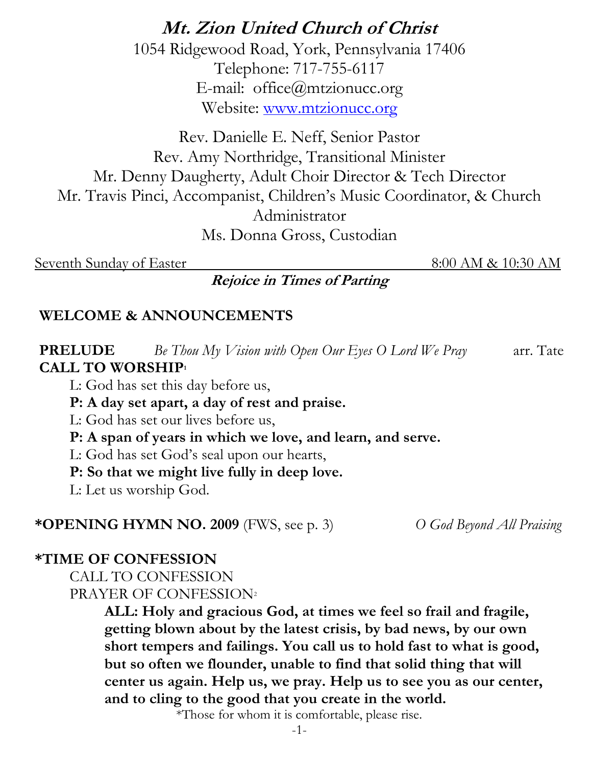# *Mt. Zion United Church of Christ*

1054 Ridgewood Road, York, Pennsylvania 17406
Telephone: 717-755-6117
E-mail: office@mtzionucc.org
Website: www.mtzionucc.org

Rev. Danielle E. Neff, Senior Pastor
Rev. Amy Northridge, Transitional Minister
Mr. Denny Daugherty, Adult Choir Director & Tech Director
Mr. Travis Pinci, Accompanist, Children's Music Coordinator, & Church Administrator
Ms. Donna Gross, Custodian

Seventh Sunday of Easter 8:00 AM & 10:30 AM

***Rejoice in Times of Parting***

**WELCOME & ANNOUNCEMENTS**

**PRELUDE** *Be Thou My Vision with Open Our Eyes O Lord We Pray* arr. Tate

**CALL TO WORSHIP**[1]

L: God has set this day before us,

**P: A day set apart, a day of rest and praise.**

L: God has set our lives before us,

**P: A span of years in which we love, and learn, and serve.**

L: God has set God's seal upon our hearts,

**P: So that we might live fully in deep love.**

L: Let us worship God.

**\*OPENING HYMN NO. 2009** (FWS, see p. 3) *O God Beyond All Praising*

**\*TIME OF CONFESSION**

CALL TO CONFESSION

PRAYER OF CONFESSION[2]

**ALL: Holy and gracious God, at times we feel so frail and fragile, getting blown about by the latest crisis, by bad news, by our own short tempers and failings. You call us to hold fast to what is good, but so often we flounder, unable to find that solid thing that will center us again. Help us, we pray. Help us to see you as our center, and to cling to the good that you create in the world.**

\*Those for whom it is comfortable, please rise.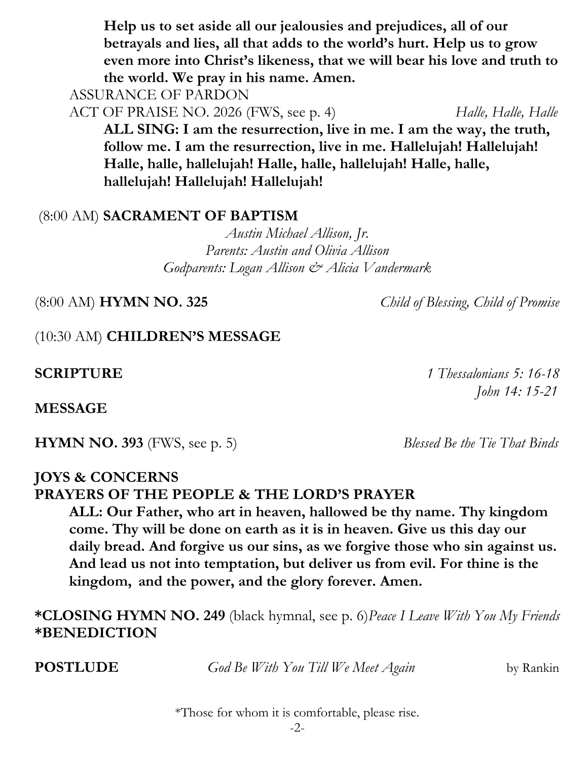**Help us to set aside all our jealousies and prejudices, all of our betrayals and lies, all that adds to the world's hurt. Help us to grow even more into Christ's likeness, that we will bear his love and truth to the world. We pray in his name. Amen.**

ASSURANCE OF PARDON

ACT OF PRAISE NO. 2026 (FWS, see p. 4) *Halle, Halle, Halle*

**ALL SING: I am the resurrection, live in me. I am the way, the truth, follow me. I am the resurrection, live in me. Hallelujah! Hallelujah! Halle, halle, hallelujah! Halle, halle, hallelujah! Halle, halle, hallelujah! Hallelujah! Hallelujah!**

(8:00 AM) **SACRAMENT OF BAPTISM**

*Austin Michael Allison, Jr.*
*Parents: Austin and Olivia Allison*
*Godparents: Logan Allison & Alicia Vandermark*

(8:00 AM) **HYMN NO. 325** *Child of Blessing, Child of Promise*

(10:30 AM) **CHILDREN'S MESSAGE**

**SCRIPTURE** *1 Thessalonians 5: 16-18*
*John 14: 15-21*

**MESSAGE**

**HYMN NO. 393** (FWS, see p. 5) *Blessed Be the Tie That Binds*

**JOYS & CONCERNS**

**PRAYERS OF THE PEOPLE & THE LORD'S PRAYER**

**ALL: Our Father, who art in heaven, hallowed be thy name. Thy kingdom come. Thy will be done on earth as it is in heaven. Give us this day our daily bread. And forgive us our sins, as we forgive those who sin against us. And lead us not into temptation, but deliver us from evil. For thine is the kingdom, and the power, and the glory forever. Amen.**

**\*CLOSING HYMN NO. 249** (black hymnal, see p. 6) *Peace I Leave With You My Friends*

**\*BENEDICTION**

**POSTLUDE** *God Be With You Till We Meet Again* by Rankin

*Those for whom it is comfortable, please rise.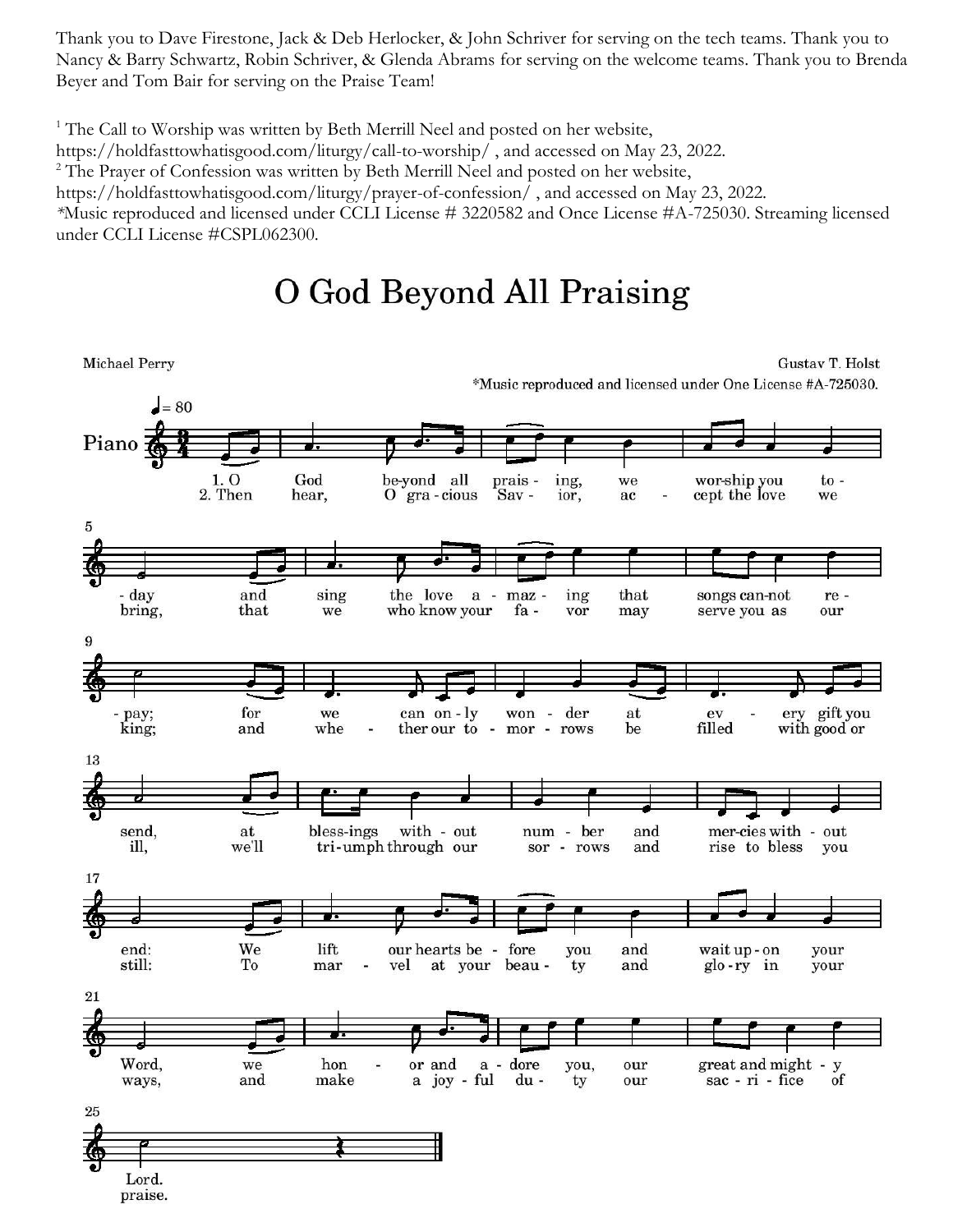Thank you to Dave Firestone, Jack & Deb Herlocker, & John Schriver for serving on the tech teams. Thank you to Nancy & Barry Schwartz, Robin Schriver, & Glenda Abrams for serving on the welcome teams. Thank you to Brenda Beyer and Tom Bair for serving on the Praise Team!

[1] The Call to Worship was written by Beth Merrill Neel and posted on her website, https://holdfasttowhatisgood.com/liturgy/call-to-worship/ , and accessed on May 23, 2022.
[2] The Prayer of Confession was written by Beth Merrill Neel and posted on her website, https://holdfasttowhatisgood.com/liturgy/prayer-of-confession/ , and accessed on May 23, 2022.
*Music reproduced and licensed under CCLI License # 3220582 and Once License #A-725030. Streaming licensed under CCLI License #CSPL062300.

# O God Beyond All Praising

Michael Perry

Gustav T. Holst

*Music reproduced and licensed under One License #A-725030.

1. O God beyond all praising, we worship you today and sing the love amazing that songs cannot repay; for we can only wonder at every gift you send, at blessings without number and mercies without end: We lift our hearts before you and wait upon your Word, we honor and adore you, our great and mighty Lord.

2. Then hear, O gracious Savior, accept the love we bring, that we who know your favor may serve you as our king; and whether our tomorrows be filled with good or ill, we'll triumph through our sorrows and rise to bless you still: To marvel at your beauty and glory in your ways, and make a joyful duty our sacrifice of praise.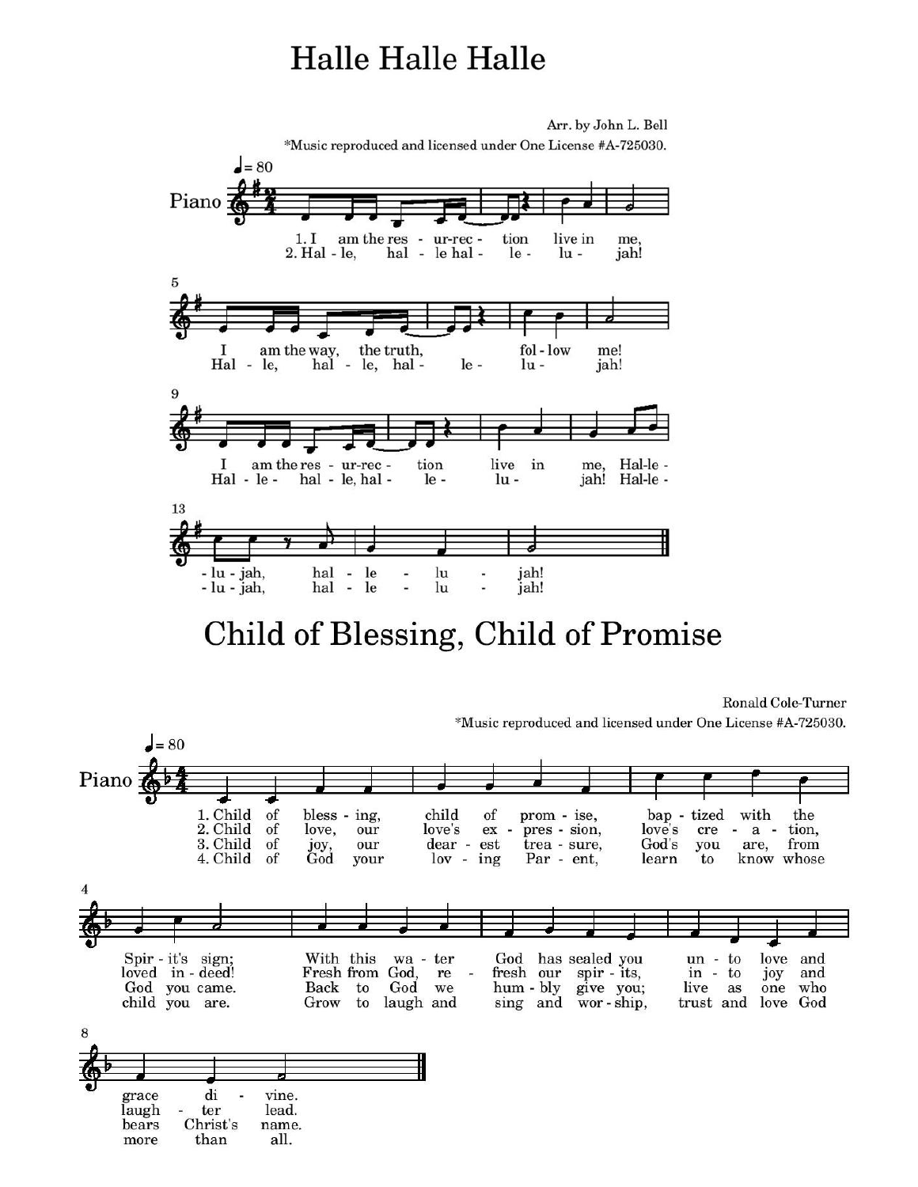# Halle Halle Halle

Arr. by John L. Bell

*Music reproduced and licensed under One License #A-725030.

♩ = 80

Piano

1. I am the res - ur-rec - tion live in me,
2. Hal - le, hal - le hal - le - lu - jah!

I am the way, the truth, fol - low me!
Hal - le, hal - le, hal - le - lu - jah!

I am the res - ur-rec - tion live in me, Hal-le -
Hal - le - hal - le, hal - le - lu - jah! Hal-le -

- lu - jah, hal - le - lu - jah!
- lu - jah, hal - le - lu - jah!

# Child of Blessing, Child of Promise

Ronald Cole-Turner

*Music reproduced and licensed under One License #A-725030.

♩ = 80

Piano

1. Child of bless - ing, child of prom - ise, bap - tized with the Spir - it's sign; With this wa - ter God has sealed you un - to love and grace di - vine.
2. Child of love, our love's ex - pres - sion, love's cre - a - tion, loved in - deed! Fresh from God, re - fresh our spir - its, in - to joy and laugh - ter lead.
3. Child of joy, our dear - est trea - sure, God's you are, from God you came. Back to God we hum - bly give you; live as one who bears Christ's name.
4. Child of God your lov - ing Par - ent, learn to know whose child you are. Grow to laugh and sing and wor - ship, trust and love God more than all.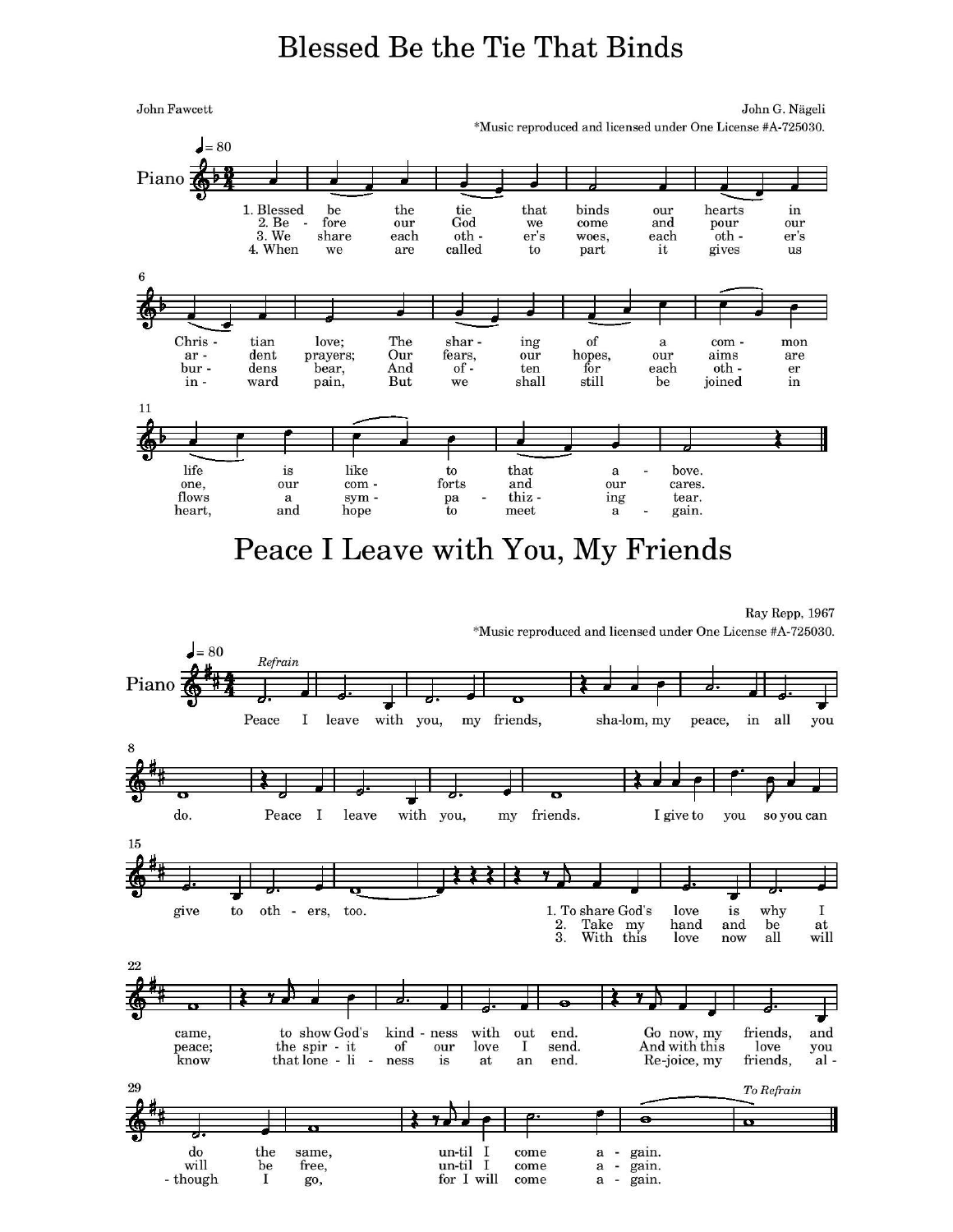# Blessed Be the Tie That Binds

John Fawcett

John G. Nägeli

*Music reproduced and licensed under One License #A-725030.

1. Blessed be the tie that binds our hearts in Christian love; The sharing of a common life is like to that above.
2. Before our God we come and pour our ardent prayers; Our fears, our hopes, our aims are one, our comforts and our cares.
3. We share each other's woes, each other's burdens bear, And often for each other flows a sympathizing tear.
4. When we are called to part it gives us inward pain, But we shall still be joined in heart, and hope to meet again.

# Peace I Leave with You, My Friends

Ray Repp, 1967

*Music reproduced and licensed under One License #A-725030.

*Refrain*

Peace I leave with you, my friends, shalom, my peace, in all you do. Peace I leave with you, my friends. I give to you so you can give to others, too.

1. To share God's love is why I came, to show God's kindness without end. Go now, my friends, and do the same, until I come again.
2. Take my hand and be at peace; the spirit of our love I send. And with this love you will be free, until I come again.
3. With this love now all will know that loneliness is at an end. Rejoice, my friends, although I go, for I will come again.

*To Refrain*